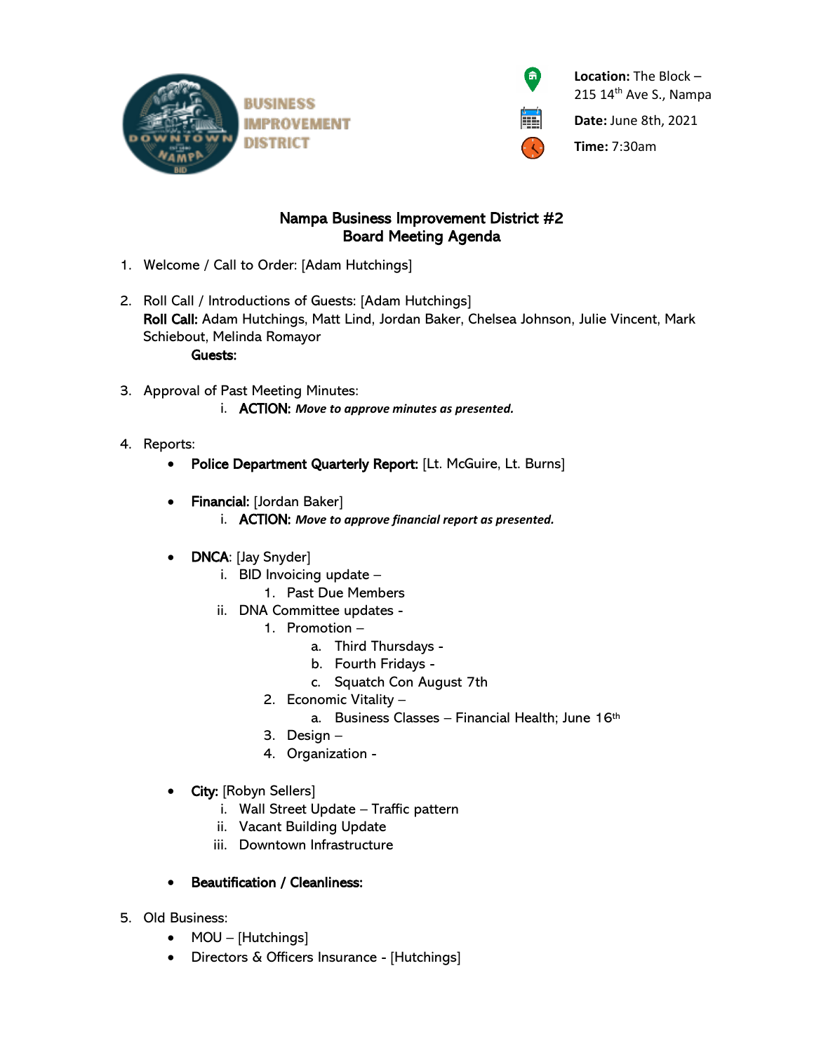BUSINESS IMPROVEMENT DISTRICT

**Location:** The Block – 215 14th Ave S., Nampa

**Date:** June 8th, 2021

**Time:** 7:30am

# Nampa Business Improvement District #2
## Board Meeting Agenda

1. Welcome / Call to Order: [Adam Hutchings]

2. Roll Call / Introductions of Guests: [Adam Hutchings]
   **Roll Call:** Adam Hutchings, Matt Lind, Jordan Baker, Chelsea Johnson, Julie Vincent, Mark Schiebout, Melinda Romayor
   **Guests:**

3. Approval of Past Meeting Minutes:
   i. **ACTION:** ***Move to approve minutes as presented.***

4. Reports:
   - **Police Department Quarterly Report:** [Lt. McGuire, Lt. Burns]

   - **Financial:** [Jordan Baker]
     i. **ACTION:** ***Move to approve financial report as presented.***

   - **DNCA**: [Jay Snyder]
     i. BID Invoicing update –
        1. Past Due Members
     ii. DNA Committee updates -
        1. Promotion –
           a. Third Thursdays -
           b. Fourth Fridays -
           c. Squatch Con August 7th
        2. Economic Vitality –
           a. Business Classes – Financial Health; June 16th
        3. Design –
        4. Organization -

   - **City:** [Robyn Sellers]
     i. Wall Street Update – Traffic pattern
     ii. Vacant Building Update
     iii. Downtown Infrastructure

   - **Beautification / Cleanliness:**

5. Old Business:
   - MOU – [Hutchings]
   - Directors & Officers Insurance - [Hutchings]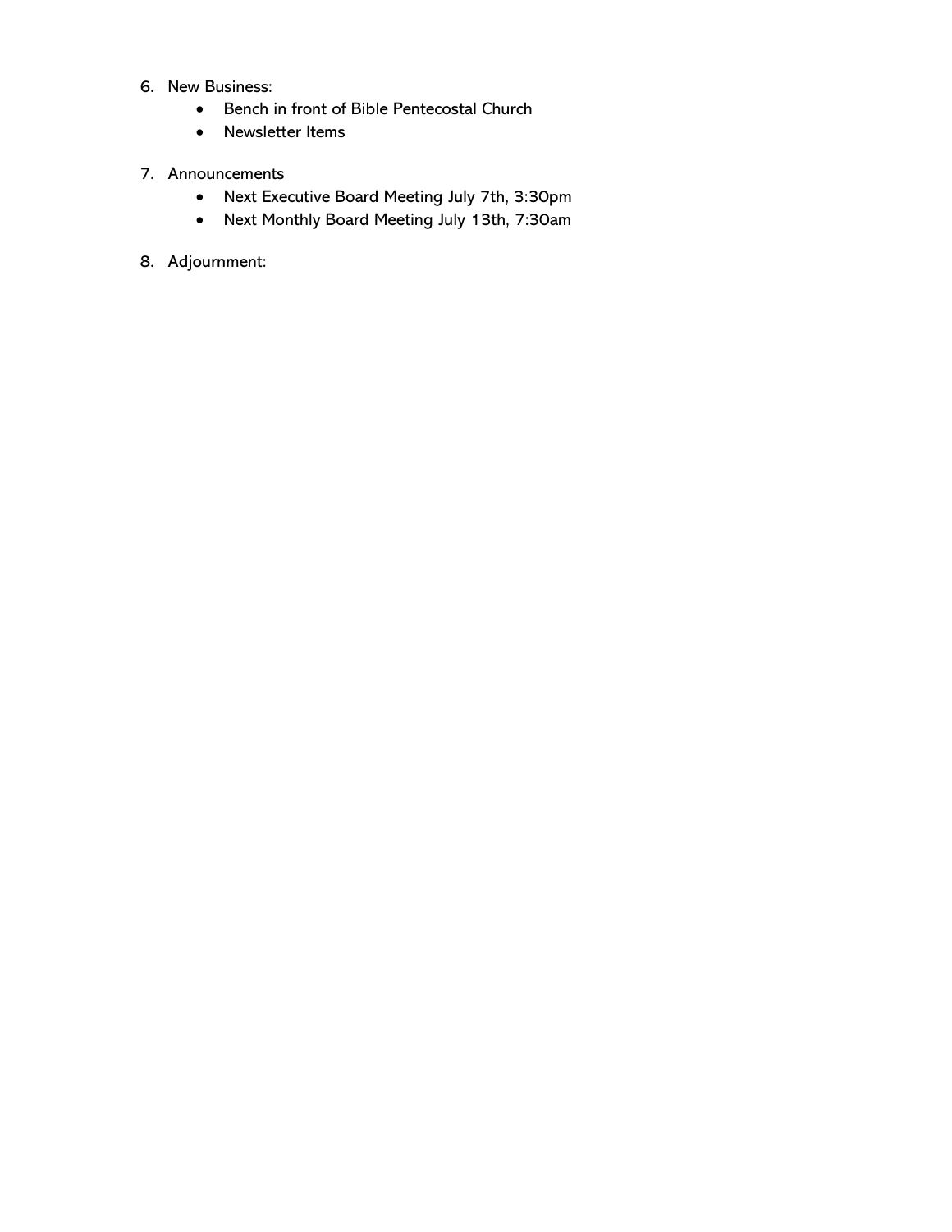6. New Business:
    - Bench in front of Bible Pentecostal Church
    - Newsletter Items

7. Announcements
    - Next Executive Board Meeting July 7th, 3:30pm
    - Next Monthly Board Meeting July 13th, 7:30am

8. Adjournment: